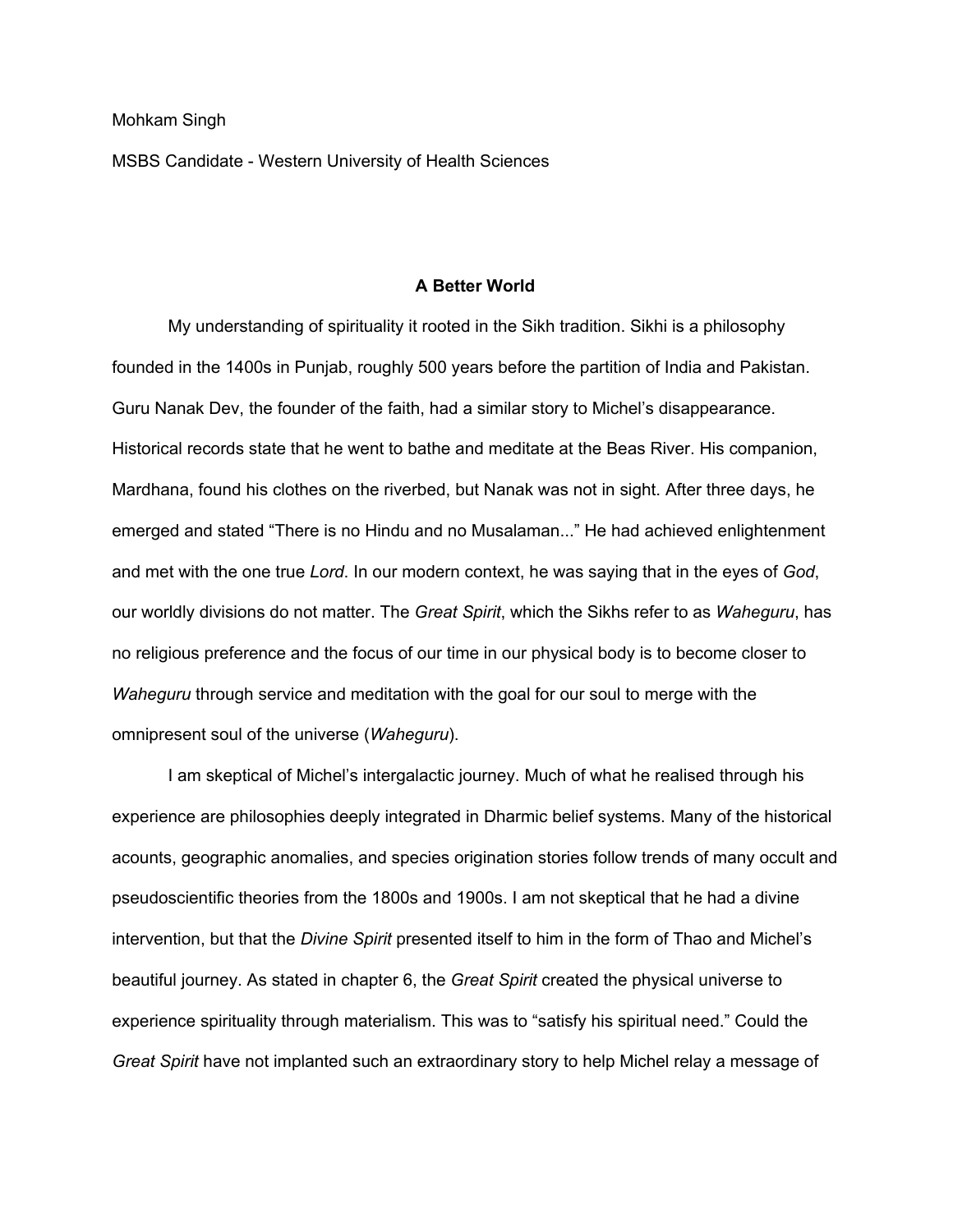Mohkam Singh

MSBS Candidate - Western University of Health Sciences

**A Better World**

My understanding of spirituality it rooted in the Sikh tradition. Sikhi is a philosophy founded in the 1400s in Punjab, roughly 500 years before the partition of India and Pakistan. Guru Nanak Dev, the founder of the faith, had a similar story to Michel's disappearance. Historical records state that he went to bathe and meditate at the Beas River. His companion, Mardhana, found his clothes on the riverbed, but Nanak was not in sight. After three days, he emerged and stated "There is no Hindu and no Musalaman..." He had achieved enlightenment and met with the one true *Lord*. In our modern context, he was saying that in the eyes of *God*, our worldly divisions do not matter. The *Great Spirit*, which the Sikhs refer to as *Waheguru*, has no religious preference and the focus of our time in our physical body is to become closer to *Waheguru* through service and meditation with the goal for our soul to merge with the omnipresent soul of the universe (*Waheguru*).

I am skeptical of Michel's intergalactic journey. Much of what he realised through his experience are philosophies deeply integrated in Dharmic belief systems. Many of the historical acounts, geographic anomalies, and species origination stories follow trends of many occult and pseudoscientific theories from the 1800s and 1900s. I am not skeptical that he had a divine intervention, but that the *Divine Spirit* presented itself to him in the form of Thao and Michel's beautiful journey. As stated in chapter 6, the *Great Spirit* created the physical universe to experience spirituality through materialism. This was to "satisfy his spiritual need." Could the *Great Spirit* have not implanted such an extraordinary story to help Michel relay a message of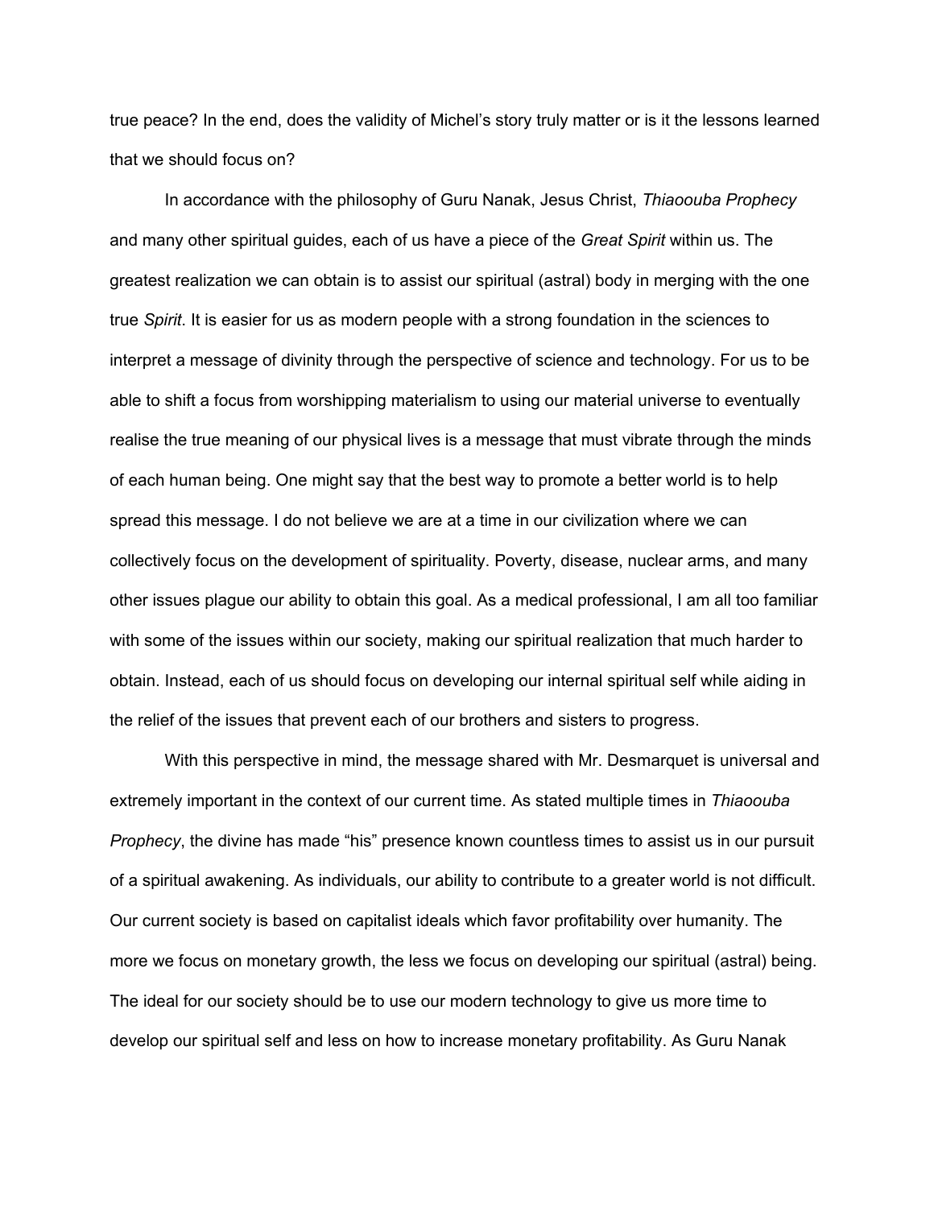true peace? In the end, does the validity of Michel's story truly matter or is it the lessons learned that we should focus on?

In accordance with the philosophy of Guru Nanak, Jesus Christ, *Thiaoouba Prophecy* and many other spiritual guides, each of us have a piece of the *Great Spirit* within us. The greatest realization we can obtain is to assist our spiritual (astral) body in merging with the one true *Spirit*. It is easier for us as modern people with a strong foundation in the sciences to interpret a message of divinity through the perspective of science and technology. For us to be able to shift a focus from worshipping materialism to using our material universe to eventually realise the true meaning of our physical lives is a message that must vibrate through the minds of each human being. One might say that the best way to promote a better world is to help spread this message. I do not believe we are at a time in our civilization where we can collectively focus on the development of spirituality. Poverty, disease, nuclear arms, and many other issues plague our ability to obtain this goal. As a medical professional, I am all too familiar with some of the issues within our society, making our spiritual realization that much harder to obtain. Instead, each of us should focus on developing our internal spiritual self while aiding in the relief of the issues that prevent each of our brothers and sisters to progress.

With this perspective in mind, the message shared with Mr. Desmarquet is universal and extremely important in the context of our current time. As stated multiple times in *Thiaoouba Prophecy*, the divine has made "his" presence known countless times to assist us in our pursuit of a spiritual awakening. As individuals, our ability to contribute to a greater world is not difficult. Our current society is based on capitalist ideals which favor profitability over humanity. The more we focus on monetary growth, the less we focus on developing our spiritual (astral) being. The ideal for our society should be to use our modern technology to give us more time to develop our spiritual self and less on how to increase monetary profitability. As Guru Nanak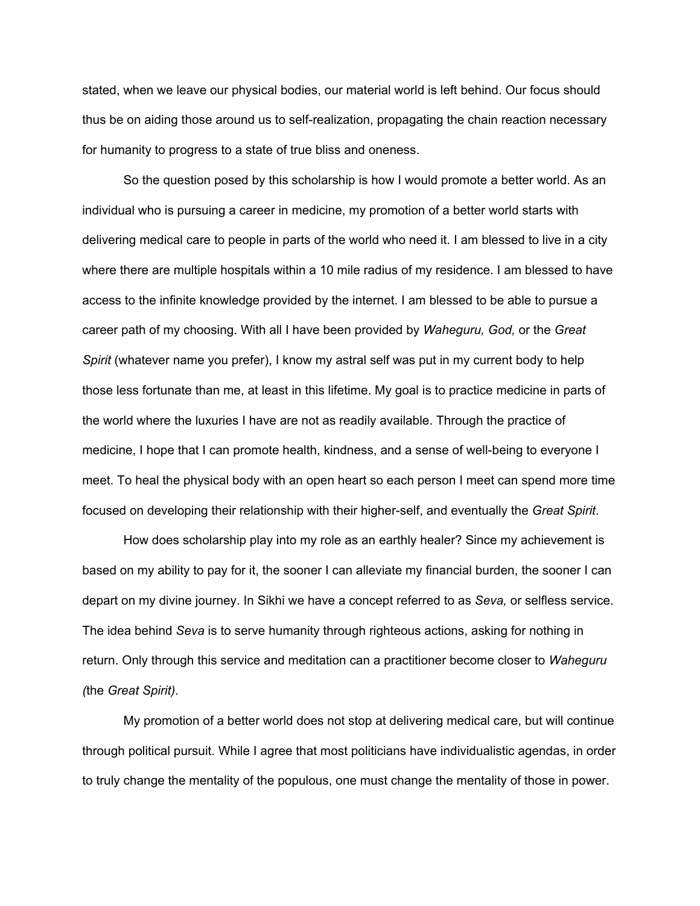stated, when we leave our physical bodies, our material world is left behind. Our focus should thus be on aiding those around us to self-realization, propagating the chain reaction necessary for humanity to progress to a state of true bliss and oneness.

So the question posed by this scholarship is how I would promote a better world. As an individual who is pursuing a career in medicine, my promotion of a better world starts with delivering medical care to people in parts of the world who need it. I am blessed to live in a city where there are multiple hospitals within a 10 mile radius of my residence. I am blessed to have access to the infinite knowledge provided by the internet. I am blessed to be able to pursue a career path of my choosing. With all I have been provided by *Waheguru, God,* or the *Great Spirit* (whatever name you prefer), I know my astral self was put in my current body to help those less fortunate than me, at least in this lifetime. My goal is to practice medicine in parts of the world where the luxuries I have are not as readily available. Through the practice of medicine, I hope that I can promote health, kindness, and a sense of well-being to everyone I meet. To heal the physical body with an open heart so each person I meet can spend more time focused on developing their relationship with their higher-self, and eventually the *Great Spirit*.

How does scholarship play into my role as an earthly healer? Since my achievement is based on my ability to pay for it, the sooner I can alleviate my financial burden, the sooner I can depart on my divine journey. In Sikhi we have a concept referred to as *Seva,* or selfless service. The idea behind *Seva* is to serve humanity through righteous actions, asking for nothing in return. Only through this service and meditation can a practitioner become closer to *Waheguru (*the *Great Spirit)*.

My promotion of a better world does not stop at delivering medical care, but will continue through political pursuit. While I agree that most politicians have individualistic agendas, in order to truly change the mentality of the populous, one must change the mentality of those in power.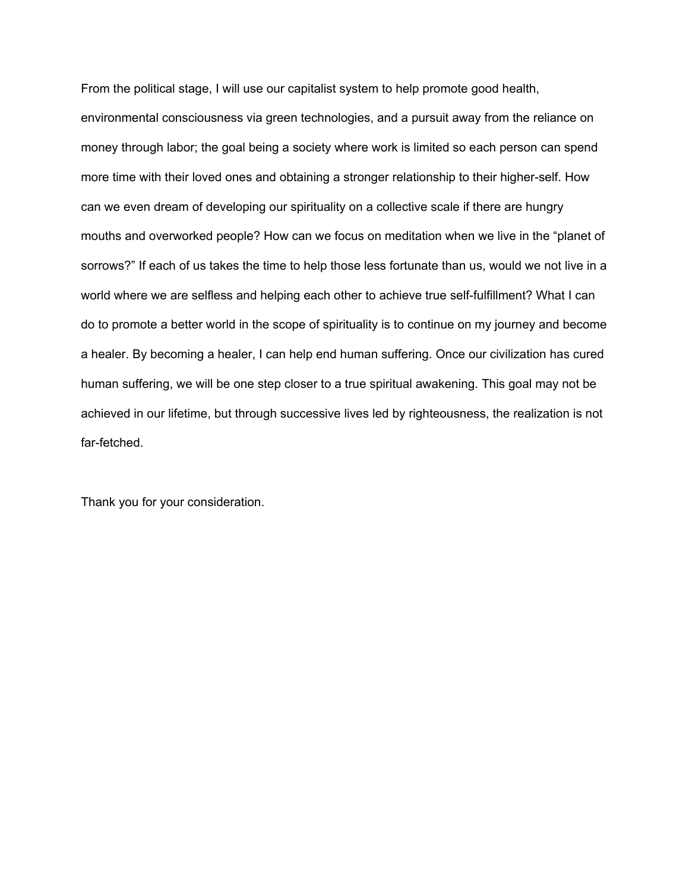From the political stage, I will use our capitalist system to help promote good health, environmental consciousness via green technologies, and a pursuit away from the reliance on money through labor; the goal being a society where work is limited so each person can spend more time with their loved ones and obtaining a stronger relationship to their higher-self. How can we even dream of developing our spirituality on a collective scale if there are hungry mouths and overworked people? How can we focus on meditation when we live in the "planet of sorrows?" If each of us takes the time to help those less fortunate than us, would we not live in a world where we are selfless and helping each other to achieve true self-fulfillment? What I can do to promote a better world in the scope of spirituality is to continue on my journey and become a healer. By becoming a healer, I can help end human suffering. Once our civilization has cured human suffering, we will be one step closer to a true spiritual awakening. This goal may not be achieved in our lifetime, but through successive lives led by righteousness, the realization is not far-fetched.

Thank you for your consideration.